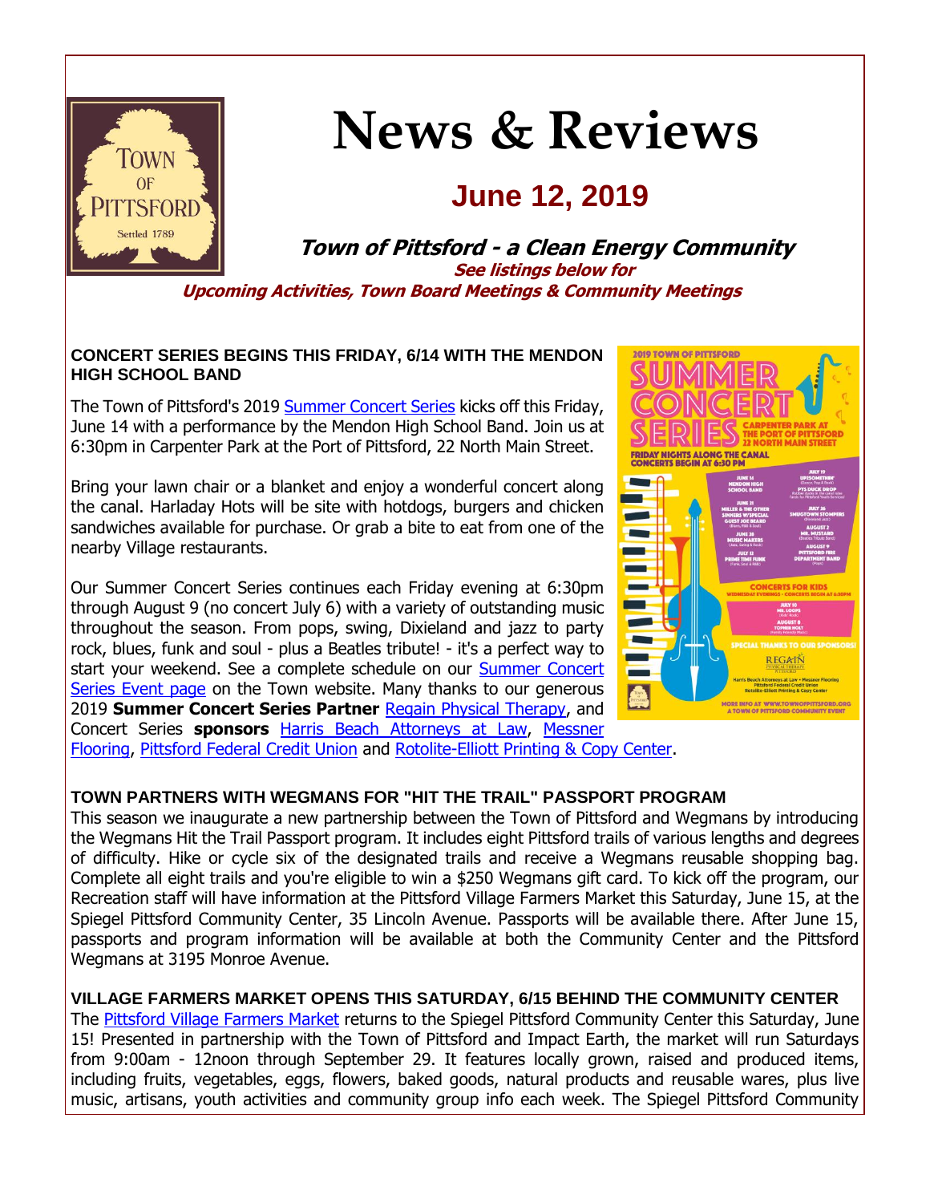# News & Reviews

## June 12, 2019

### *Town of Pittsford - a Clean Energy Community*

***See listings below for***
***Upcoming Activities, Town Board Meetings & Community Meetings***

**CONCERT SERIES BEGINS THIS FRIDAY, 6/14 WITH THE MENDON HIGH SCHOOL BAND**

The Town of Pittsford's 2019 Summer Concert Series kicks off this Friday, June 14 with a performance by the Mendon High School Band. Join us at 6:30pm in Carpenter Park at the Port of Pittsford, 22 North Main Street.

Bring your lawn chair or a blanket and enjoy a wonderful concert along the canal. Harladay Hots will be site with hotdogs, burgers and chicken sandwiches available for purchase. Or grab a bite to eat from one of the nearby Village restaurants.

Our Summer Concert Series continues each Friday evening at 6:30pm through August 9 (no concert July 6) with a variety of outstanding music throughout the season. From pops, swing, Dixieland and jazz to party rock, blues, funk and soul - plus a Beatles tribute! - it's a perfect way to start your weekend. See a complete schedule on our Summer Concert Series Event page on the Town website. Many thanks to our generous 2019 **Summer Concert Series Partner** Regain Physical Therapy, and Concert Series **sponsors** Harris Beach Attorneys at Law, Messner Flooring, Pittsford Federal Credit Union and Rotolite-Elliott Printing & Copy Center.

**TOWN PARTNERS WITH WEGMANS FOR "HIT THE TRAIL" PASSPORT PROGRAM**

This season we inaugurate a new partnership between the Town of Pittsford and Wegmans by introducing the Wegmans Hit the Trail Passport program. It includes eight Pittsford trails of various lengths and degrees of difficulty. Hike or cycle six of the designated trails and receive a Wegmans reusable shopping bag. Complete all eight trails and you're eligible to win a $250 Wegmans gift card. To kick off the program, our Recreation staff will have information at the Pittsford Village Farmers Market this Saturday, June 15, at the Spiegel Pittsford Community Center, 35 Lincoln Avenue. Passports will be available there. After June 15, passports and program information will be available at both the Community Center and the Pittsford Wegmans at 3195 Monroe Avenue.

**VILLAGE FARMERS MARKET OPENS THIS SATURDAY, 6/15 BEHIND THE COMMUNITY CENTER**

The Pittsford Village Farmers Market returns to the Spiegel Pittsford Community Center this Saturday, June 15! Presented in partnership with the Town of Pittsford and Impact Earth, the market will run Saturdays from 9:00am - 12noon through September 29. It features locally grown, raised and produced items, including fruits, vegetables, eggs, flowers, baked goods, natural products and reusable wares, plus live music, artisans, youth activities and community group info each week. The Spiegel Pittsford Community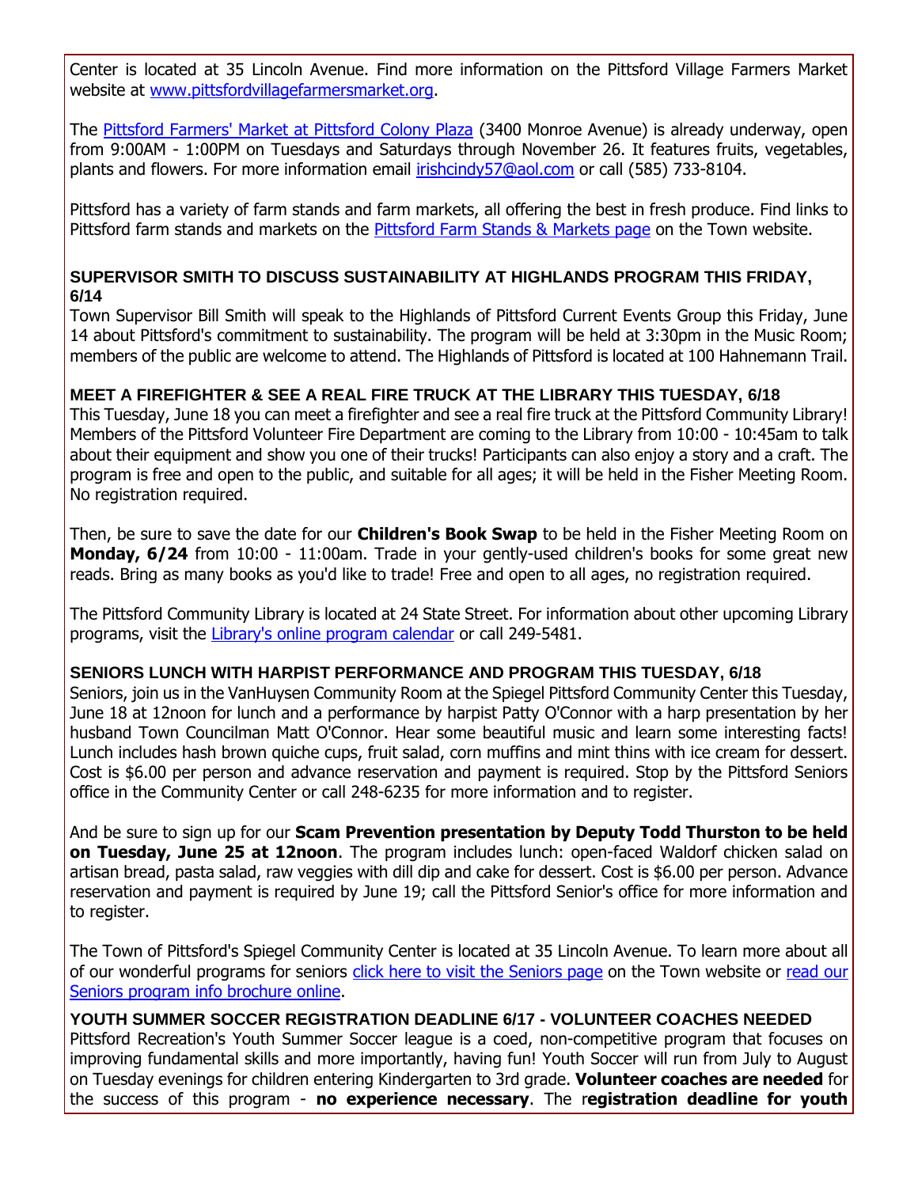Center is located at 35 Lincoln Avenue. Find more information on the Pittsford Village Farmers Market website at [www.pittsfordvillagefarmersmarket.org](www.pittsfordvillagefarmersmarket.org).

The [Pittsford Farmers' Market at Pittsford Colony Plaza](#) (3400 Monroe Avenue) is already underway, open from 9:00AM - 1:00PM on Tuesdays and Saturdays through November 26. It features fruits, vegetables, plants and flowers. For more information email [irishcindy57@aol.com](mailto:irishcindy57@aol.com) or call (585) 733-8104.

Pittsford has a variety of farm stands and farm markets, all offering the best in fresh produce. Find links to Pittsford farm stands and markets on the [Pittsford Farm Stands & Markets page](#) on the Town website.

### SUPERVISOR SMITH TO DISCUSS SUSTAINABILITY AT HIGHLANDS PROGRAM THIS FRIDAY, 6/14

Town Supervisor Bill Smith will speak to the Highlands of Pittsford Current Events Group this Friday, June 14 about Pittsford's commitment to sustainability. The program will be held at 3:30pm in the Music Room; members of the public are welcome to attend. The Highlands of Pittsford is located at 100 Hahnemann Trail.

### MEET A FIREFIGHTER & SEE A REAL FIRE TRUCK AT THE LIBRARY THIS TUESDAY, 6/18

This Tuesday, June 18 you can meet a firefighter and see a real fire truck at the Pittsford Community Library! Members of the Pittsford Volunteer Fire Department are coming to the Library from 10:00 - 10:45am to talk about their equipment and show you one of their trucks! Participants can also enjoy a story and a craft. The program is free and open to the public, and suitable for all ages; it will be held in the Fisher Meeting Room. No registration required.

Then, be sure to save the date for our **Children's Book Swap** to be held in the Fisher Meeting Room on **Monday, 6/24** from 10:00 - 11:00am. Trade in your gently-used children's books for some great new reads. Bring as many books as you'd like to trade! Free and open to all ages, no registration required.

The Pittsford Community Library is located at 24 State Street. For information about other upcoming Library programs, visit the [Library's online program calendar](#) or call 249-5481.

### SENIORS LUNCH WITH HARPIST PERFORMANCE AND PROGRAM THIS TUESDAY, 6/18

Seniors, join us in the VanHuysen Community Room at the Spiegel Pittsford Community Center this Tuesday, June 18 at 12noon for lunch and a performance by harpist Patty O'Connor with a harp presentation by her husband Town Councilman Matt O'Connor. Hear some beautiful music and learn some interesting facts! Lunch includes hash brown quiche cups, fruit salad, corn muffins and mint thins with ice cream for dessert. Cost is $6.00 per person and advance reservation and payment is required. Stop by the Pittsford Seniors office in the Community Center or call 248-6235 for more information and to register.

And be sure to sign up for our **Scam Prevention presentation by Deputy Todd Thurston to be held on Tuesday, June 25 at 12noon**. The program includes lunch: open-faced Waldorf chicken salad on artisan bread, pasta salad, raw veggies with dill dip and cake for dessert. Cost is $6.00 per person. Advance reservation and payment is required by June 19; call the Pittsford Senior's office for more information and to register.

The Town of Pittsford's Spiegel Community Center is located at 35 Lincoln Avenue. To learn more about all of our wonderful programs for seniors [click here to visit the Seniors page](#) on the Town website or [read our Seniors program info brochure online](#).

### YOUTH SUMMER SOCCER REGISTRATION DEADLINE 6/17 - VOLUNTEER COACHES NEEDED

Pittsford Recreation's Youth Summer Soccer league is a coed, non-competitive program that focuses on improving fundamental skills and more importantly, having fun! Youth Soccer will run from July to August on Tuesday evenings for children entering Kindergarten to 3rd grade. **Volunteer coaches are needed** for the success of this program - **no experience necessary**. The r**egistration deadline for youth**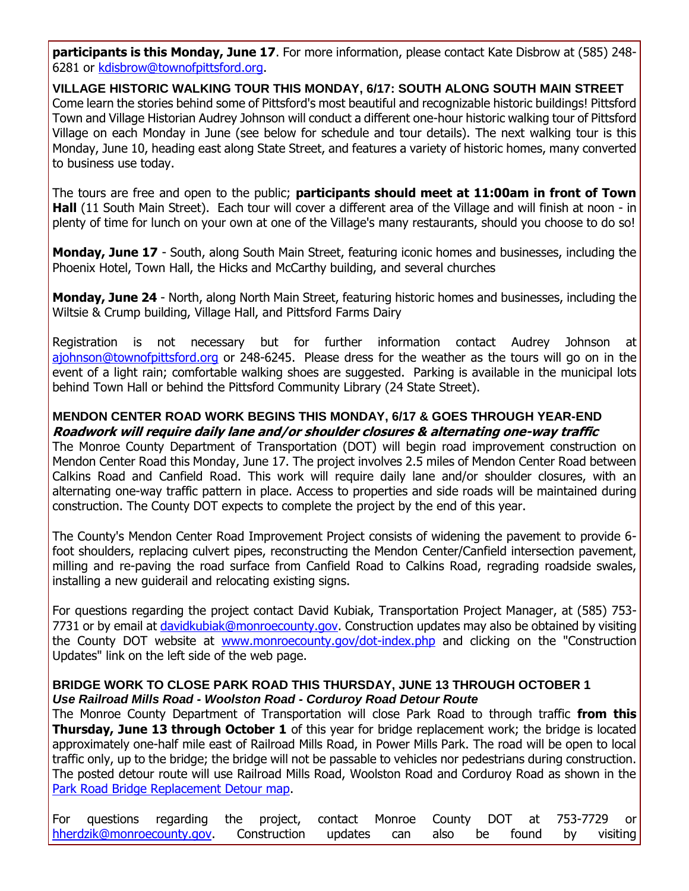**participants is this Monday, June 17**. For more information, please contact Kate Disbrow at (585) 248-6281 or kdisbrow@townofpittsford.org.

**VILLAGE HISTORIC WALKING TOUR THIS MONDAY, 6/17: SOUTH ALONG SOUTH MAIN STREET**

Come learn the stories behind some of Pittsford's most beautiful and recognizable historic buildings! Pittsford Town and Village Historian Audrey Johnson will conduct a different one-hour historic walking tour of Pittsford Village on each Monday in June (see below for schedule and tour details). The next walking tour is this Monday, June 10, heading east along State Street, and features a variety of historic homes, many converted to business use today.

The tours are free and open to the public; **participants should meet at 11:00am in front of Town Hall** (11 South Main Street). Each tour will cover a different area of the Village and will finish at noon - in plenty of time for lunch on your own at one of the Village's many restaurants, should you choose to do so!

**Monday, June 17** - South, along South Main Street, featuring iconic homes and businesses, including the Phoenix Hotel, Town Hall, the Hicks and McCarthy building, and several churches

**Monday, June 24** - North, along North Main Street, featuring historic homes and businesses, including the Wiltsie & Crump building, Village Hall, and Pittsford Farms Dairy

Registration is not necessary but for further information contact Audrey Johnson at ajohnson@townofpittsford.org or 248-6245. Please dress for the weather as the tours will go on in the event of a light rain; comfortable walking shoes are suggested. Parking is available in the municipal lots behind Town Hall or behind the Pittsford Community Library (24 State Street).

**MENDON CENTER ROAD WORK BEGINS THIS MONDAY, 6/17 & GOES THROUGH YEAR-END**

***Roadwork will require daily lane and/or shoulder closures & alternating one-way traffic***

The Monroe County Department of Transportation (DOT) will begin road improvement construction on Mendon Center Road this Monday, June 17. The project involves 2.5 miles of Mendon Center Road between Calkins Road and Canfield Road. This work will require daily lane and/or shoulder closures, with an alternating one-way traffic pattern in place. Access to properties and side roads will be maintained during construction. The County DOT expects to complete the project by the end of this year.

The County's Mendon Center Road Improvement Project consists of widening the pavement to provide 6-foot shoulders, replacing culvert pipes, reconstructing the Mendon Center/Canfield intersection pavement, milling and re-paving the road surface from Canfield Road to Calkins Road, regrading roadside swales, installing a new guiderail and relocating existing signs.

For questions regarding the project contact David Kubiak, Transportation Project Manager, at (585) 753-7731 or by email at davidkubiak@monroecounty.gov. Construction updates may also be obtained by visiting the County DOT website at www.monroecounty.gov/dot-index.php and clicking on the "Construction Updates" link on the left side of the web page.

**BRIDGE WORK TO CLOSE PARK ROAD THIS THURSDAY, JUNE 13 THROUGH OCTOBER 1**

***Use Railroad Mills Road - Woolston Road - Corduroy Road Detour Route***

The Monroe County Department of Transportation will close Park Road to through traffic **from this Thursday, June 13 through October 1** of this year for bridge replacement work; the bridge is located approximately one-half mile east of Railroad Mills Road, in Power Mills Park. The road will be open to local traffic only, up to the bridge; the bridge will not be passable to vehicles nor pedestrians during construction. The posted detour route will use Railroad Mills Road, Woolston Road and Corduroy Road as shown in the Park Road Bridge Replacement Detour map.

For questions regarding the project, contact Monroe County DOT at 753-7729 or hherdzik@monroecounty.gov. Construction updates can also be found by visiting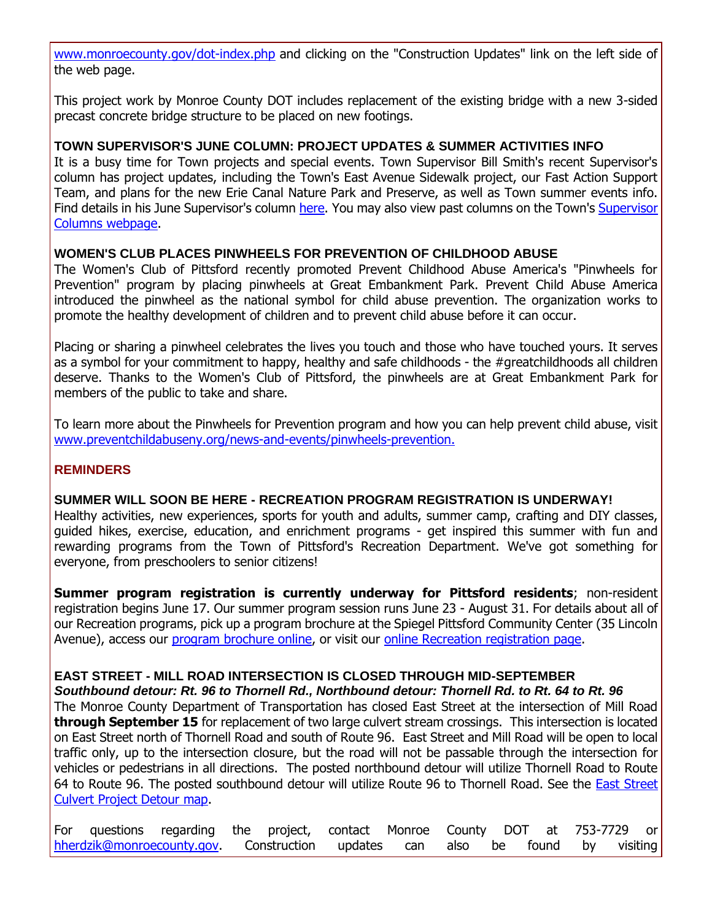www.monroecounty.gov/dot-index.php and clicking on the "Construction Updates" link on the left side of the web page.

This project work by Monroe County DOT includes replacement of the existing bridge with a new 3-sided precast concrete bridge structure to be placed on new footings.

### TOWN SUPERVISOR'S JUNE COLUMN: PROJECT UPDATES & SUMMER ACTIVITIES INFO

It is a busy time for Town projects and special events. Town Supervisor Bill Smith's recent Supervisor's column has project updates, including the Town's East Avenue Sidewalk project, our Fast Action Support Team, and plans for the new Erie Canal Nature Park and Preserve, as well as Town summer events info. Find details in his June Supervisor's column here. You may also view past columns on the Town's Supervisor Columns webpage.

### WOMEN'S CLUB PLACES PINWHEELS FOR PREVENTION OF CHILDHOOD ABUSE

The Women's Club of Pittsford recently promoted Prevent Childhood Abuse America's "Pinwheels for Prevention" program by placing pinwheels at Great Embankment Park. Prevent Child Abuse America introduced the pinwheel as the national symbol for child abuse prevention. The organization works to promote the healthy development of children and to prevent child abuse before it can occur.

Placing or sharing a pinwheel celebrates the lives you touch and those who have touched yours. It serves as a symbol for your commitment to happy, healthy and safe childhoods - the #greatchildhoods all children deserve. Thanks to the Women's Club of Pittsford, the pinwheels are at Great Embankment Park for members of the public to take and share.

To learn more about the Pinwheels for Prevention program and how you can help prevent child abuse, visit www.preventchildabuseny.org/news-and-events/pinwheels-prevention.

## REMINDERS

### SUMMER WILL SOON BE HERE - RECREATION PROGRAM REGISTRATION IS UNDERWAY!

Healthy activities, new experiences, sports for youth and adults, summer camp, crafting and DIY classes, guided hikes, exercise, education, and enrichment programs - get inspired this summer with fun and rewarding programs from the Town of Pittsford's Recreation Department. We've got something for everyone, from preschoolers to senior citizens!

**Summer program registration is currently underway for Pittsford residents**; non-resident registration begins June 17. Our summer program session runs June 23 - August 31. For details about all of our Recreation programs, pick up a program brochure at the Spiegel Pittsford Community Center (35 Lincoln Avenue), access our program brochure online, or visit our online Recreation registration page.

### EAST STREET - MILL ROAD INTERSECTION IS CLOSED THROUGH MID-SEPTEMBER

***Southbound detour: Rt. 96 to Thornell Rd., Northbound detour: Thornell Rd. to Rt. 64 to Rt. 96***

The Monroe County Department of Transportation has closed East Street at the intersection of Mill Road **through September 15** for replacement of two large culvert stream crossings. This intersection is located on East Street north of Thornell Road and south of Route 96. East Street and Mill Road will be open to local traffic only, up to the intersection closure, but the road will not be passable through the intersection for vehicles or pedestrians in all directions. The posted northbound detour will utilize Thornell Road to Route 64 to Route 96. The posted southbound detour will utilize Route 96 to Thornell Road. See the East Street Culvert Project Detour map.

For questions regarding the project, contact Monroe County DOT at 753-7729 or hherdzik@monroecounty.gov. Construction updates can also be found by visiting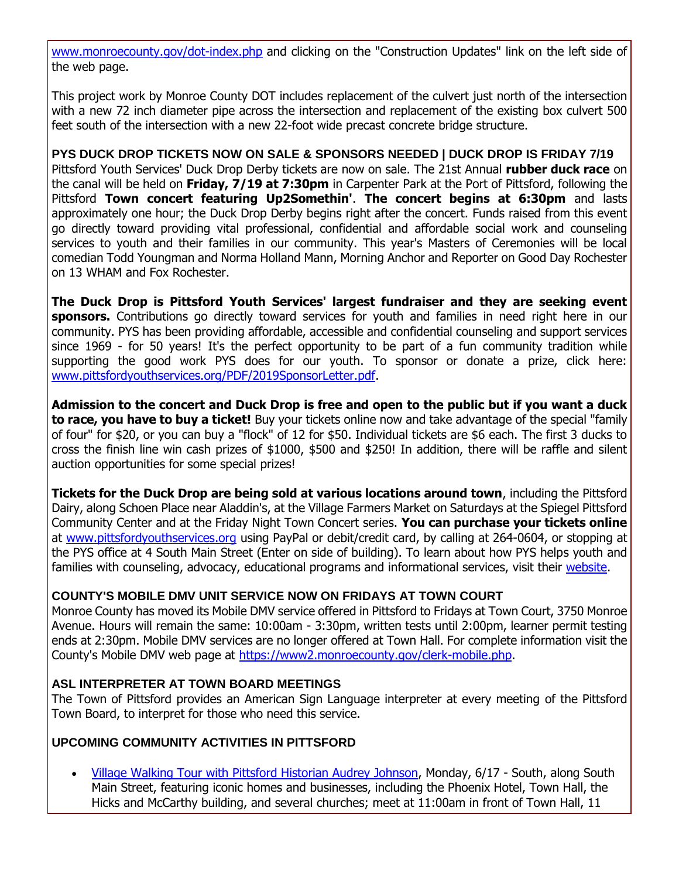www.monroecounty.gov/dot-index.php and clicking on the "Construction Updates" link on the left side of the web page.

This project work by Monroe County DOT includes replacement of the culvert just north of the intersection with a new 72 inch diameter pipe across the intersection and replacement of the existing box culvert 500 feet south of the intersection with a new 22-foot wide precast concrete bridge structure.

### PYS DUCK DROP TICKETS NOW ON SALE & SPONSORS NEEDED | DUCK DROP IS FRIDAY 7/19

Pittsford Youth Services' Duck Drop Derby tickets are now on sale. The 21st Annual **rubber duck race** on the canal will be held on **Friday, 7/19 at 7:30pm** in Carpenter Park at the Port of Pittsford, following the Pittsford **Town concert featuring Up2Somethin'**. **The concert begins at 6:30pm** and lasts approximately one hour; the Duck Drop Derby begins right after the concert. Funds raised from this event go directly toward providing vital professional, confidential and affordable social work and counseling services to youth and their families in our community. This year's Masters of Ceremonies will be local comedian Todd Youngman and Norma Holland Mann, Morning Anchor and Reporter on Good Day Rochester on 13 WHAM and Fox Rochester.

**The Duck Drop is Pittsford Youth Services' largest fundraiser and they are seeking event sponsors.** Contributions go directly toward services for youth and families in need right here in our community. PYS has been providing affordable, accessible and confidential counseling and support services since 1969 - for 50 years! It's the perfect opportunity to be part of a fun community tradition while supporting the good work PYS does for our youth. To sponsor or donate a prize, click here: www.pittsfordyouthservices.org/PDF/2019SponsorLetter.pdf.

**Admission to the concert and Duck Drop is free and open to the public but if you want a duck to race, you have to buy a ticket!** Buy your tickets online now and take advantage of the special "family of four" for $20, or you can buy a "flock" of 12 for $50. Individual tickets are $6 each. The first 3 ducks to cross the finish line win cash prizes of $1000, $500 and $250! In addition, there will be raffle and silent auction opportunities for some special prizes!

**Tickets for the Duck Drop are being sold at various locations around town**, including the Pittsford Dairy, along Schoen Place near Aladdin's, at the Village Farmers Market on Saturdays at the Spiegel Pittsford Community Center and at the Friday Night Town Concert series. **You can purchase your tickets online** at www.pittsfordyouthservices.org using PayPal or debit/credit card, by calling at 264-0604, or stopping at the PYS office at 4 South Main Street (Enter on side of building). To learn about how PYS helps youth and families with counseling, advocacy, educational programs and informational services, visit their website.

### COUNTY'S MOBILE DMV UNIT SERVICE NOW ON FRIDAYS AT TOWN COURT

Monroe County has moved its Mobile DMV service offered in Pittsford to Fridays at Town Court, 3750 Monroe Avenue. Hours will remain the same: 10:00am - 3:30pm, written tests until 2:00pm, learner permit testing ends at 2:30pm. Mobile DMV services are no longer offered at Town Hall. For complete information visit the County's Mobile DMV web page at https://www2.monroecounty.gov/clerk-mobile.php.

### ASL INTERPRETER AT TOWN BOARD MEETINGS

The Town of Pittsford provides an American Sign Language interpreter at every meeting of the Pittsford Town Board, to interpret for those who need this service.

### UPCOMING COMMUNITY ACTIVITIES IN PITTSFORD

- Village Walking Tour with Pittsford Historian Audrey Johnson, Monday, 6/17 - South, along South Main Street, featuring iconic homes and businesses, including the Phoenix Hotel, Town Hall, the Hicks and McCarthy building, and several churches; meet at 11:00am in front of Town Hall, 11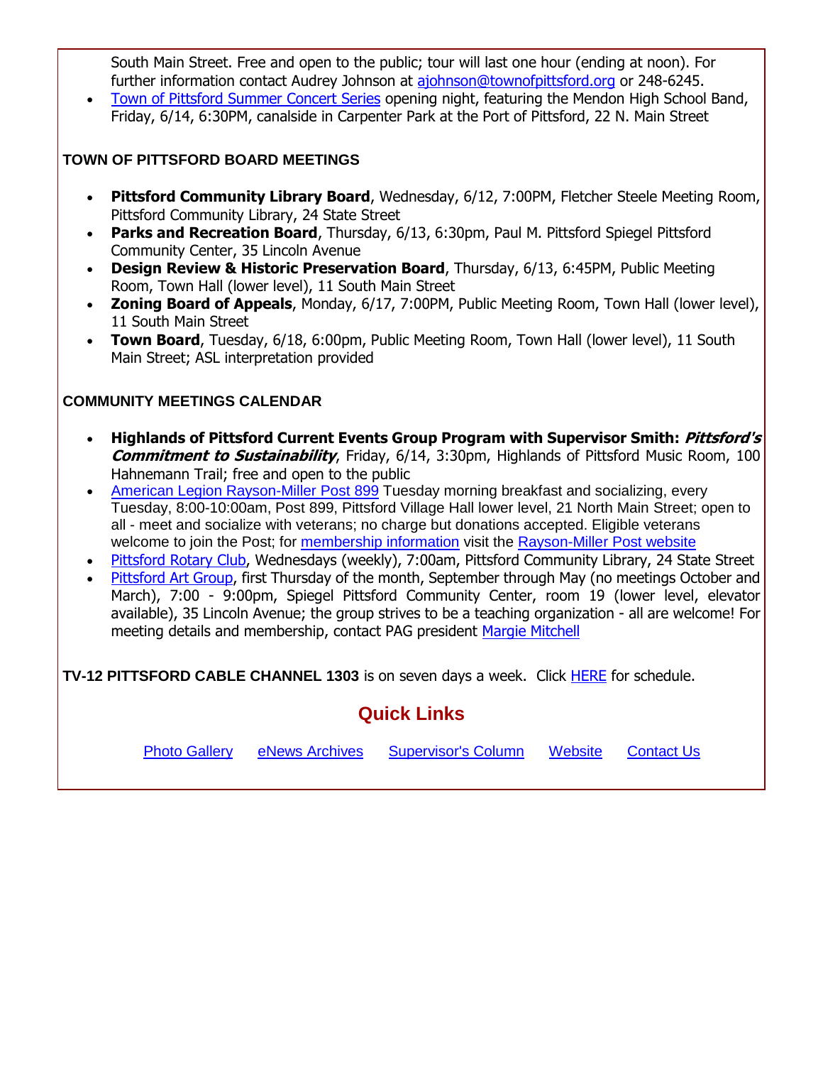South Main Street. Free and open to the public; tour will last one hour (ending at noon). For further information contact Audrey Johnson at ajohnson@townofpittsford.org or 248-6245.

- Town of Pittsford Summer Concert Series opening night, featuring the Mendon High School Band, Friday, 6/14, 6:30PM, canalside in Carpenter Park at the Port of Pittsford, 22 N. Main Street

**TOWN OF PITTSFORD BOARD MEETINGS**

- **Pittsford Community Library Board**, Wednesday, 6/12, 7:00PM, Fletcher Steele Meeting Room, Pittsford Community Library, 24 State Street
- **Parks and Recreation Board**, Thursday, 6/13, 6:30pm, Paul M. Pittsford Spiegel Pittsford Community Center, 35 Lincoln Avenue
- **Design Review & Historic Preservation Board**, Thursday, 6/13, 6:45PM, Public Meeting Room, Town Hall (lower level), 11 South Main Street
- **Zoning Board of Appeals**, Monday, 6/17, 7:00PM, Public Meeting Room, Town Hall (lower level), 11 South Main Street
- **Town Board**, Tuesday, 6/18, 6:00pm, Public Meeting Room, Town Hall (lower level), 11 South Main Street; ASL interpretation provided

**COMMUNITY MEETINGS CALENDAR**

- **Highlands of Pittsford Current Events Group Program with Supervisor Smith: *Pittsford's Commitment to Sustainability***, Friday, 6/14, 3:30pm, Highlands of Pittsford Music Room, 100 Hahnemann Trail; free and open to the public
- American Legion Rayson-Miller Post 899 Tuesday morning breakfast and socializing, every Tuesday, 8:00-10:00am, Post 899, Pittsford Village Hall lower level, 21 North Main Street; open to all - meet and socialize with veterans; no charge but donations accepted. Eligible veterans welcome to join the Post; for membership information visit the Rayson-Miller Post website
- Pittsford Rotary Club, Wednesdays (weekly), 7:00am, Pittsford Community Library, 24 State Street
- Pittsford Art Group, first Thursday of the month, September through May (no meetings October and March), 7:00 - 9:00pm, Spiegel Pittsford Community Center, room 19 (lower level, elevator available), 35 Lincoln Avenue; the group strives to be a teaching organization - all are welcome! For meeting details and membership, contact PAG president Margie Mitchell

**TV-12 PITTSFORD CABLE CHANNEL 1303** is on seven days a week. Click HERE for schedule.

## Quick Links

Photo Gallery    eNews Archives    Supervisor's Column    Website    Contact Us